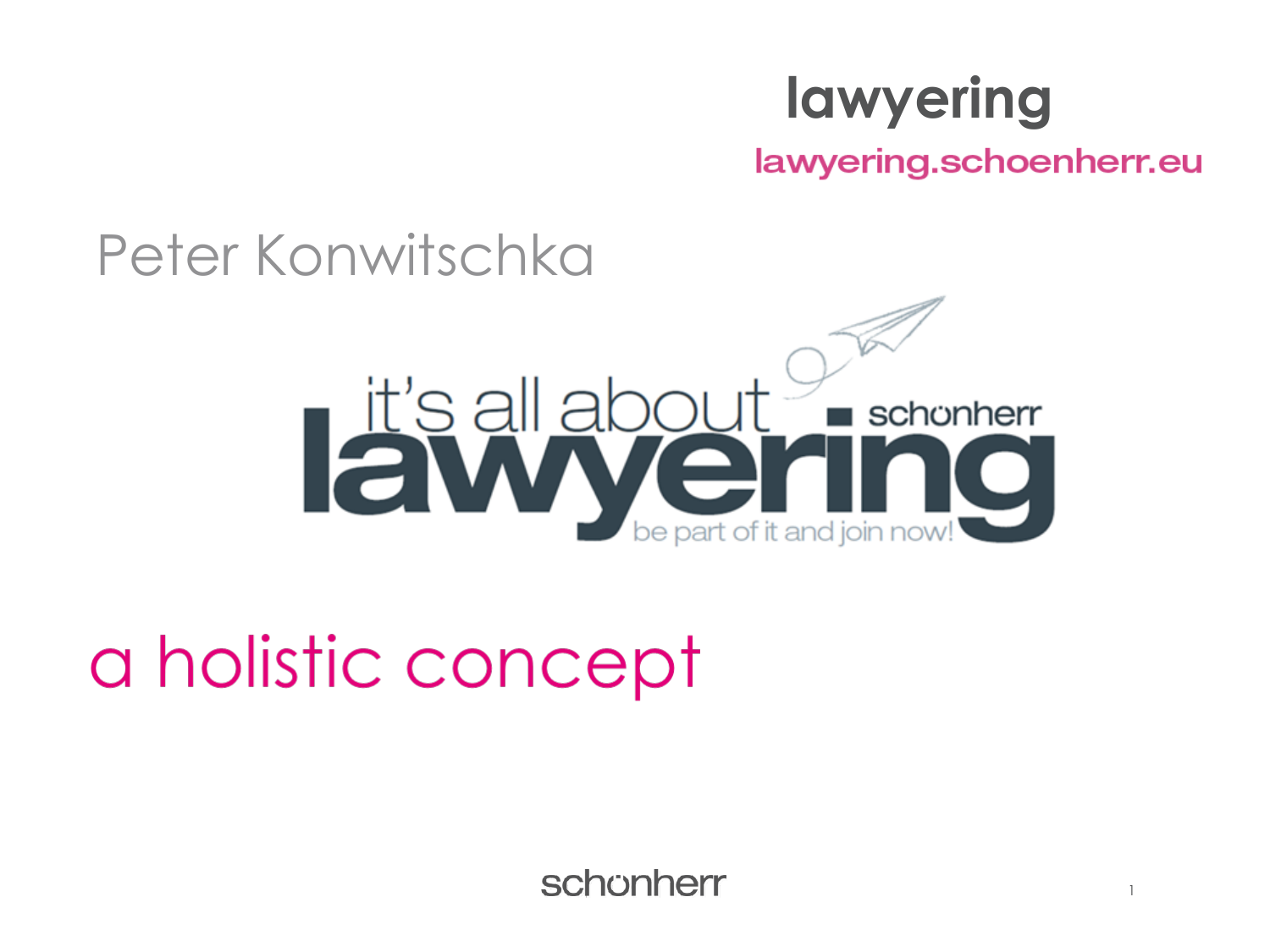# lawyering

lawyering.schoenherr.eu

## Peter Konwitschka

it's all about **lawyering** schonherr

be part of it and join now!

## a holistic concept

schonherr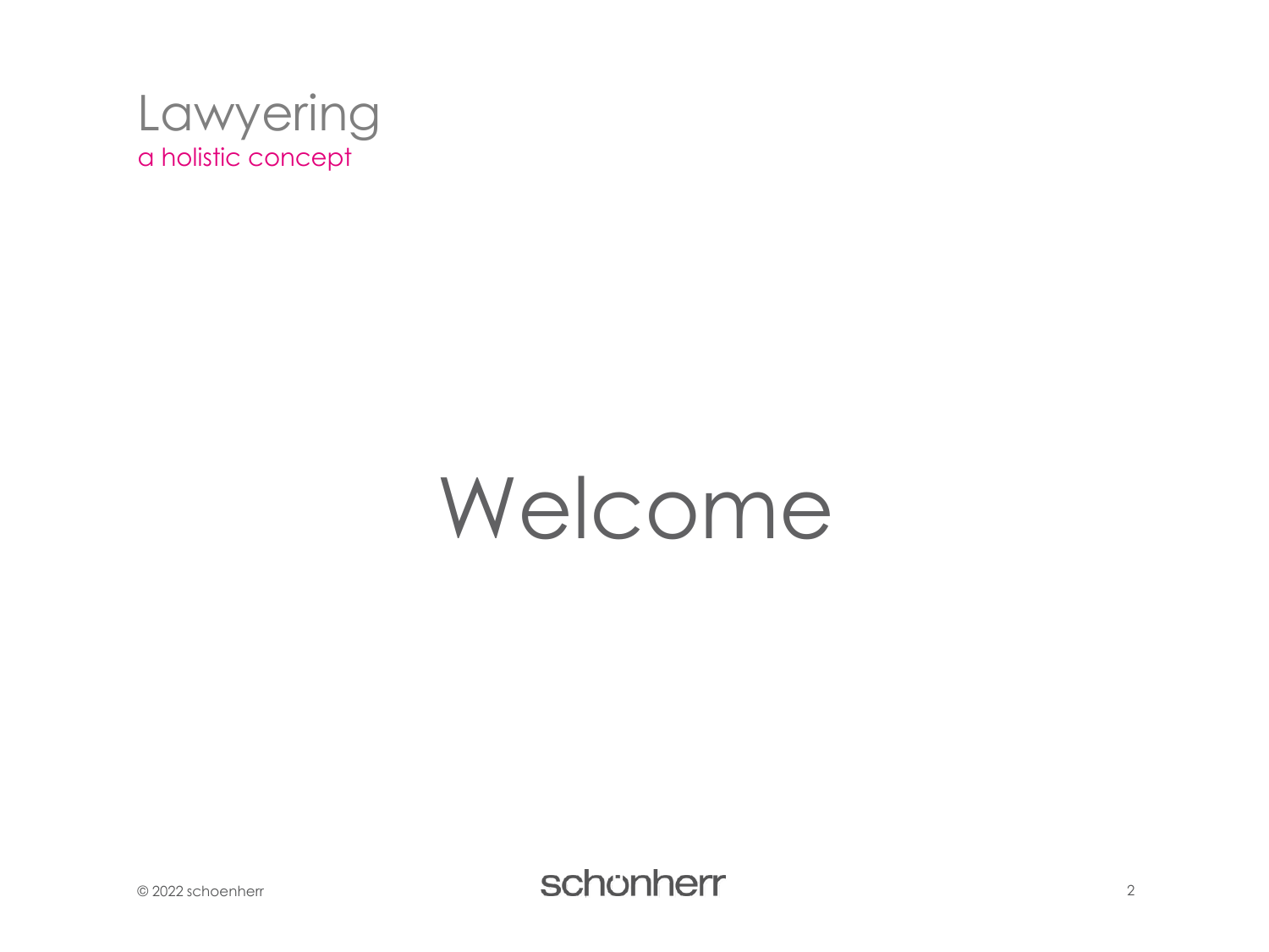Lawyering
a holistic concept

# Welcome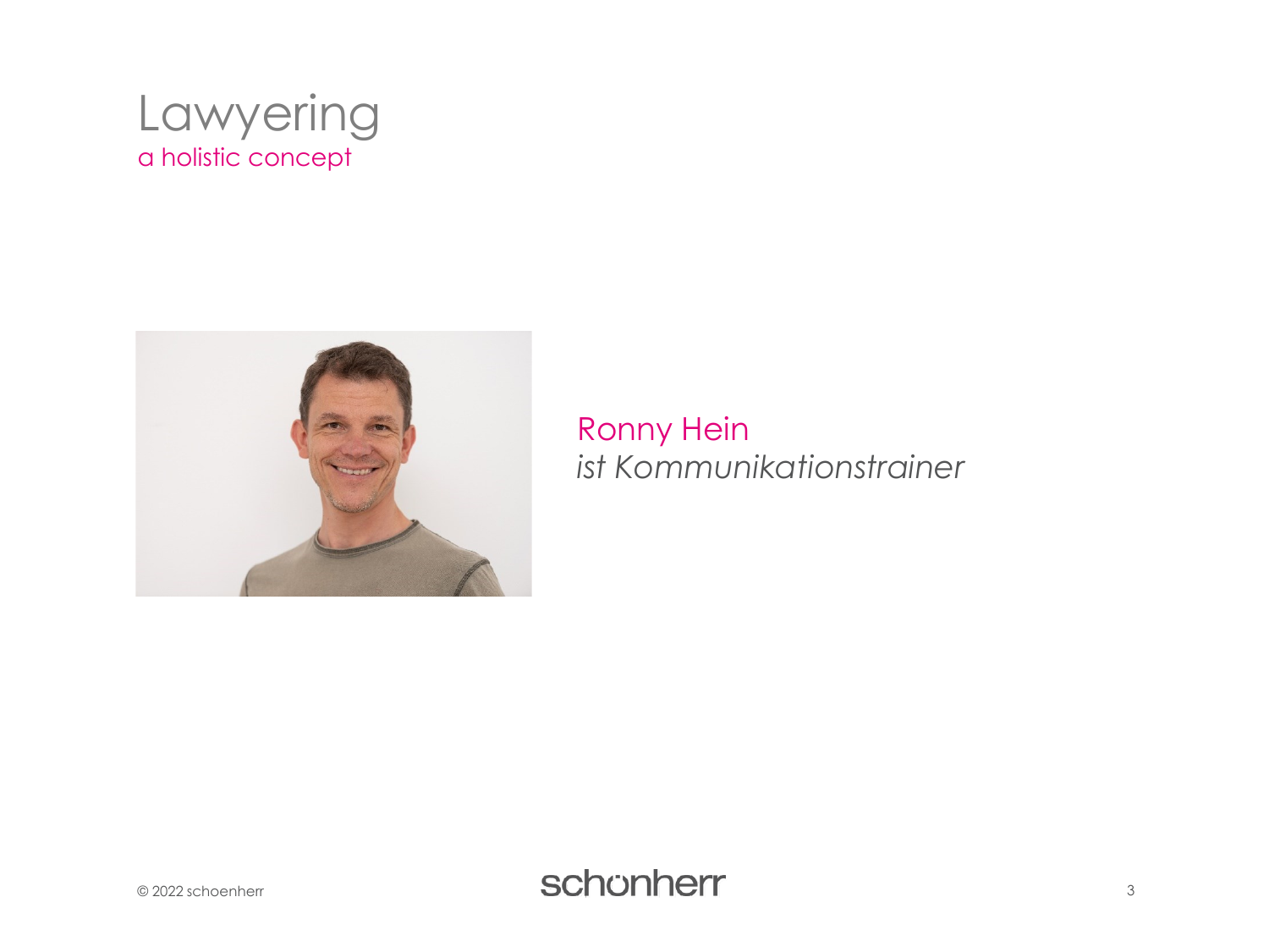# Lawyering

## a holistic concept

Ronny Hein

*ist Kommunikationstrainer*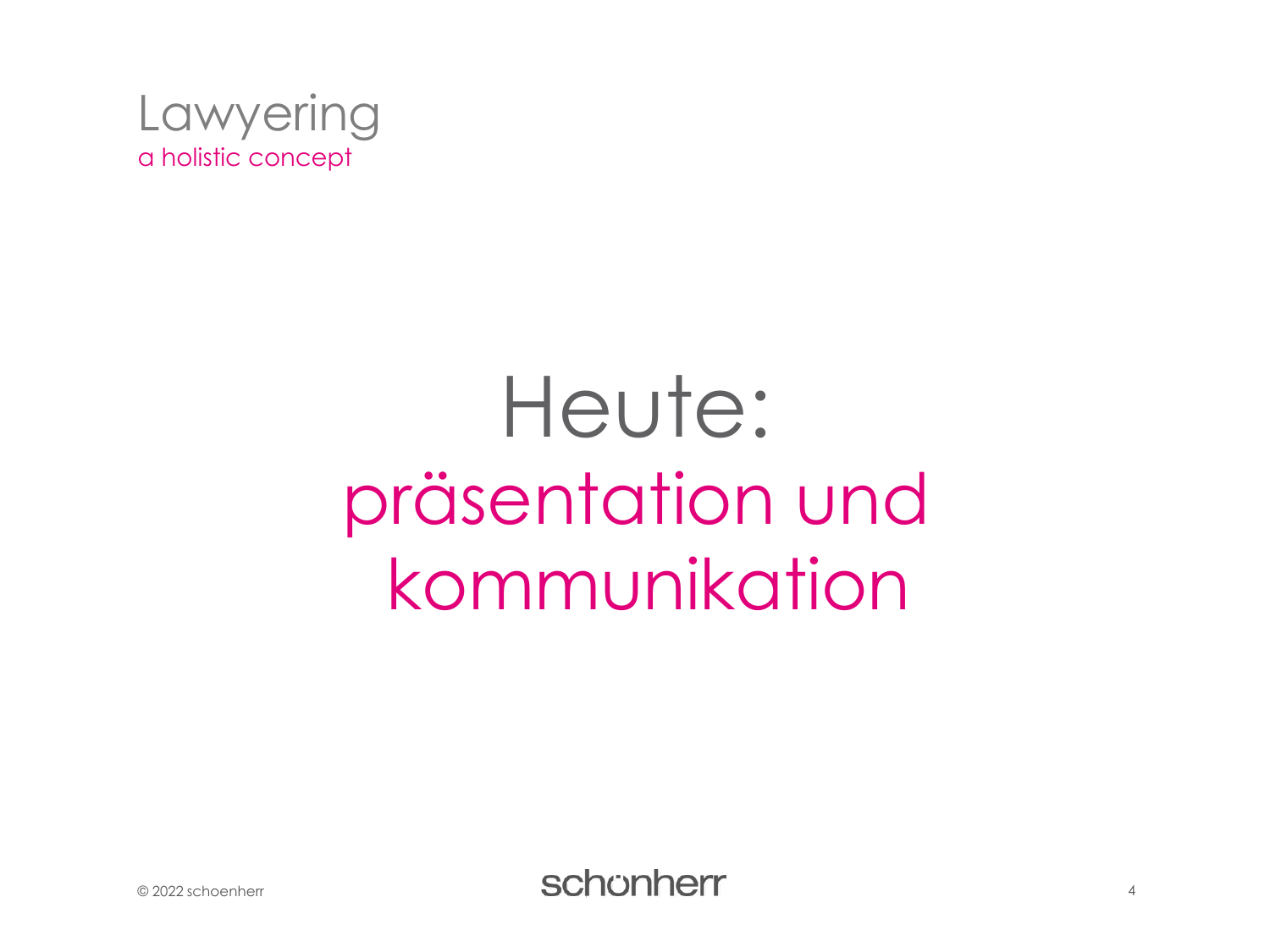Lawyering
a holistic concept

# Heute:
# präsentation und kommunikation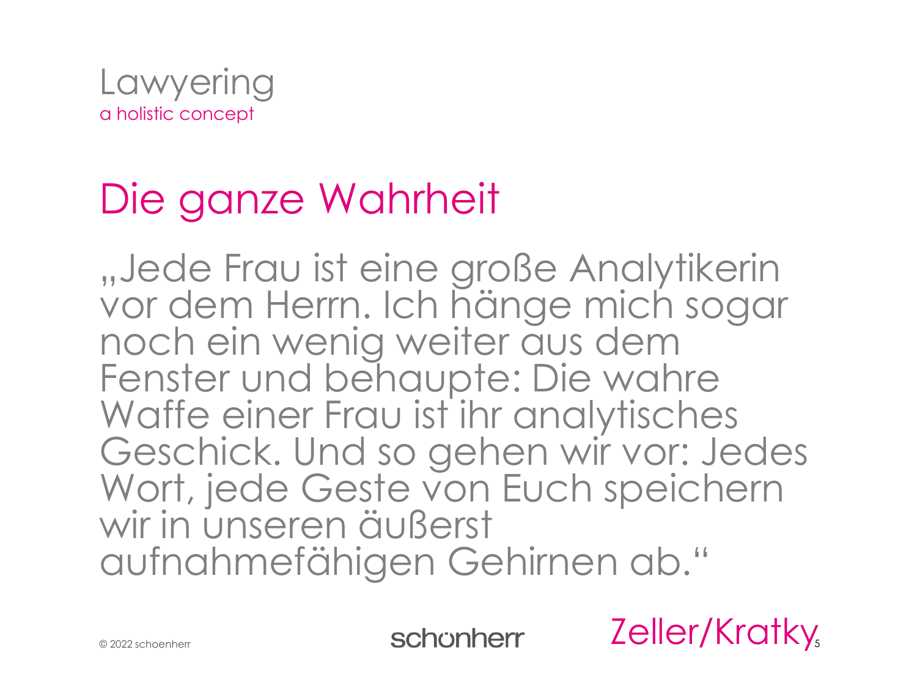Lawyering
a holistic concept

# Die ganze Wahrheit

„Jede Frau ist eine große Analytikerin vor dem Herrn. Ich hänge mich sogar noch ein wenig weiter aus dem Fenster und behaupte: Die wahre Waffe einer Frau ist ihr analytisches Geschick. Und so gehen wir vor: Jedes Wort, jede Geste von Euch speichern wir in unseren äußerst aufnahmefähigen Gehirnen ab."

Zeller/Kratky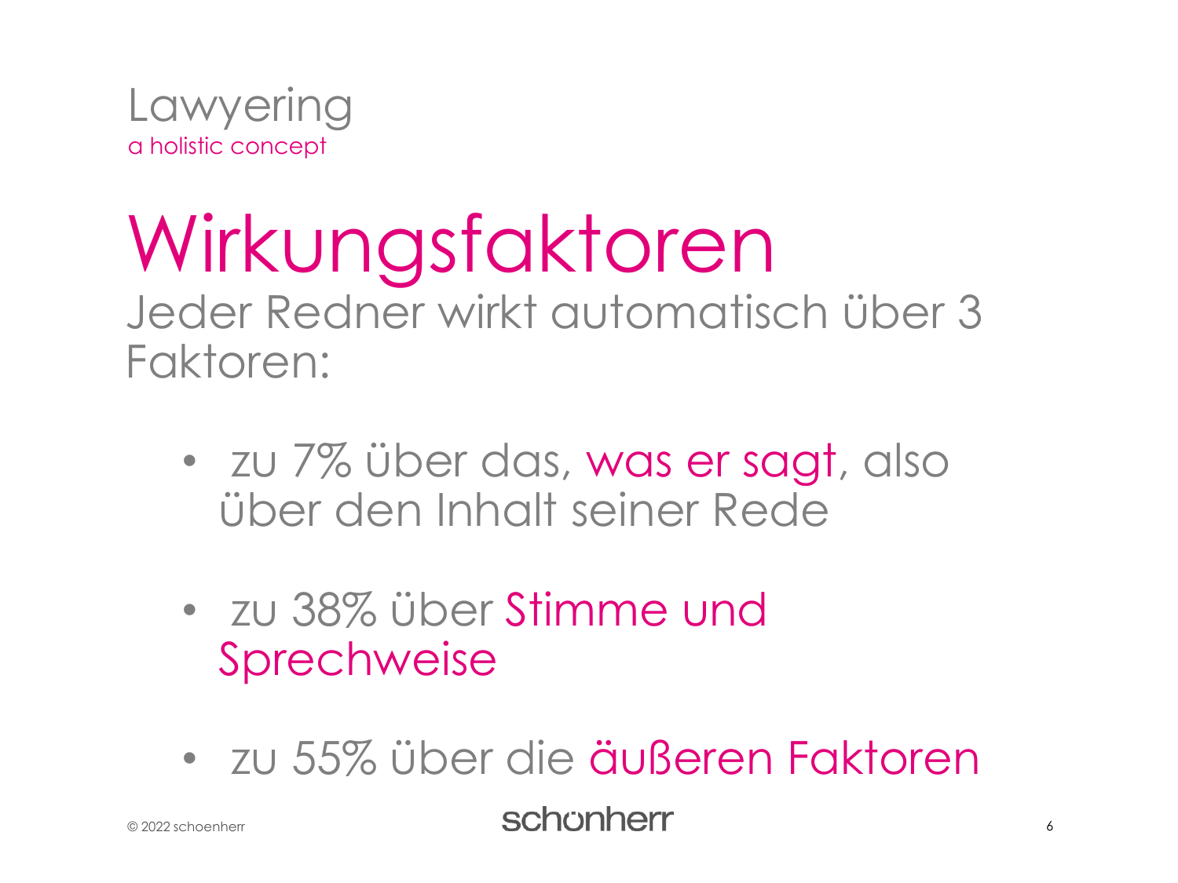Lawyering
a holistic concept

# Wirkungsfaktoren

Jeder Redner wirkt automatisch über 3 Faktoren:

- zu 7% über das, was er sagt, also über den Inhalt seiner Rede
- zu 38% über Stimme und Sprechweise
- zu 55% über die äußeren Faktoren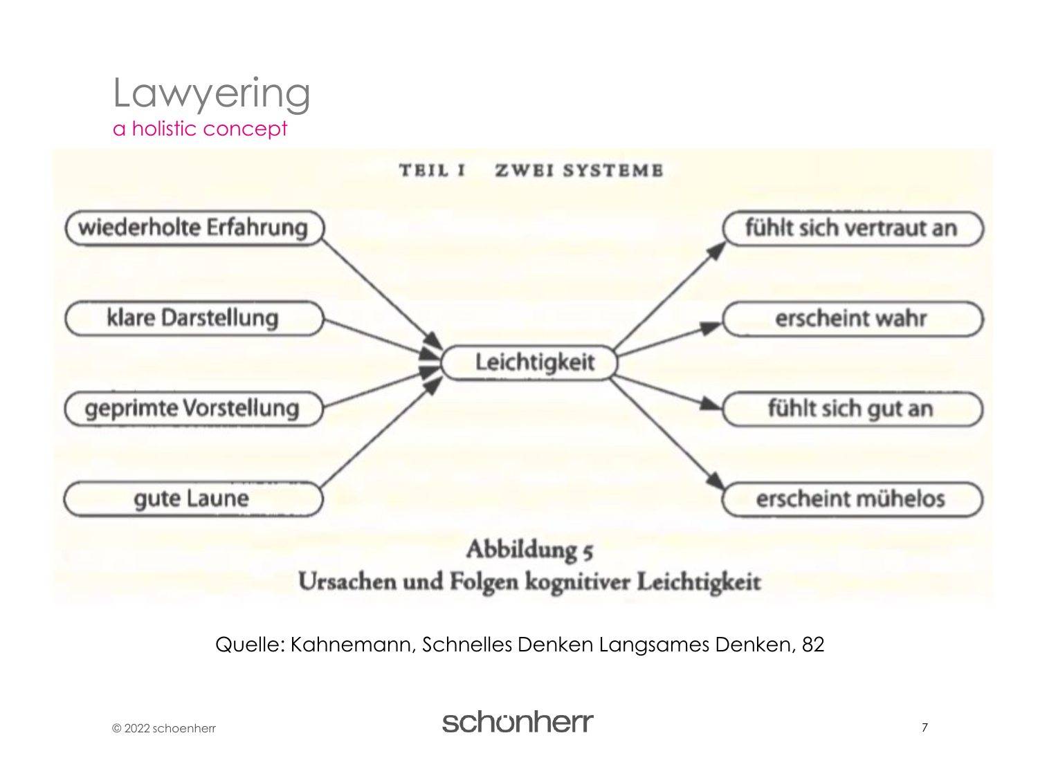# Lawyering

## a holistic concept

TEIL I ZWEI SYSTEME

wiederholte Erfahrung

klare Darstellung

geprimte Vorstellung

gute Laune

Leichtigkeit

fühlt sich vertraut an

erscheint wahr

fühlt sich gut an

erscheint mühelos

**Abbildung 5**
**Ursachen und Folgen kognitiver Leichtigkeit**

Quelle: Kahnemann, Schnelles Denken Langsames Denken, 82

© 2022 schoenherr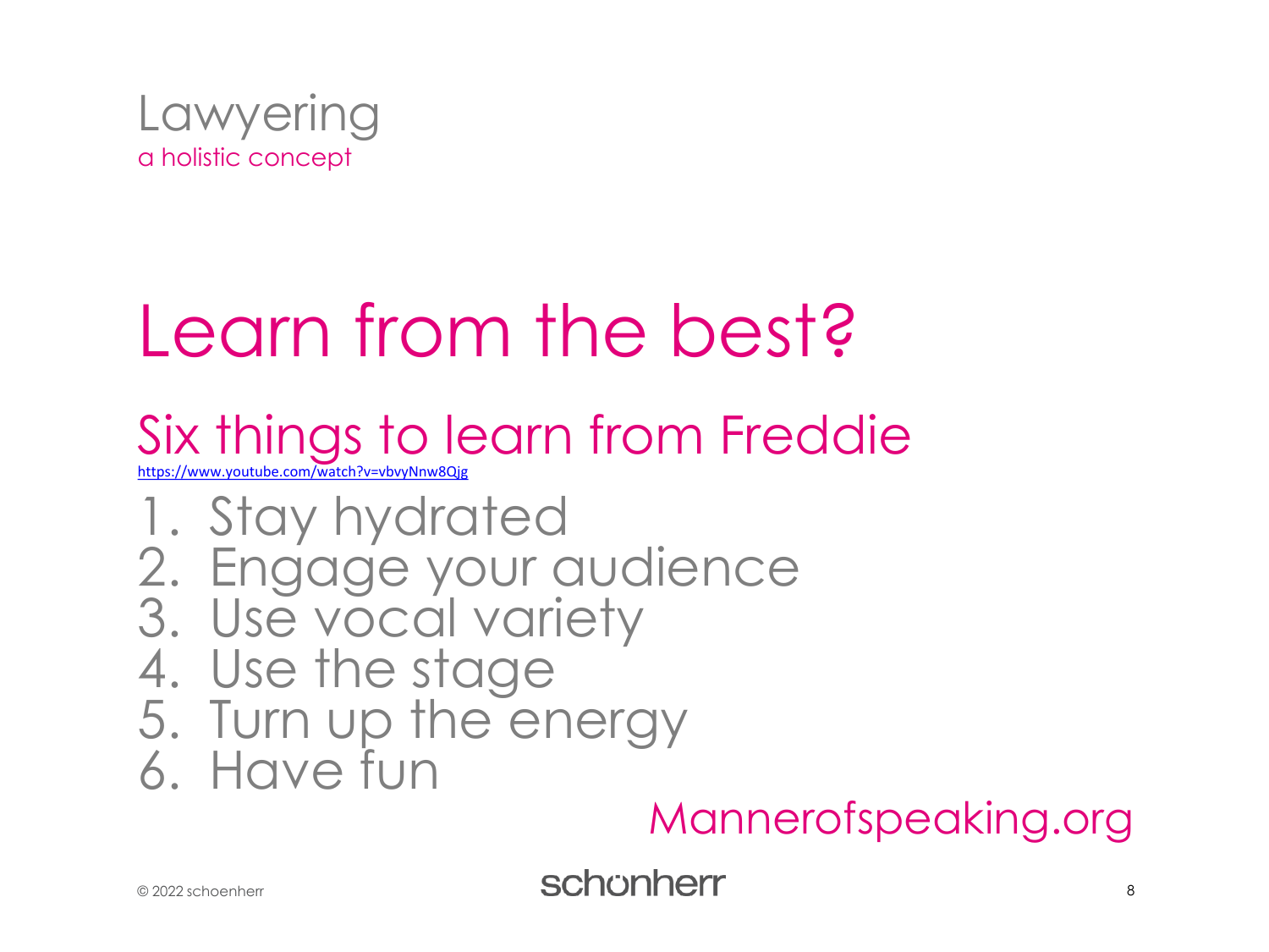Lawyering

a holistic concept

# Learn from the best?

## Six things to learn from Freddie

https://www.youtube.com/watch?v=vbvyNnw8Qjg

1. Stay hydrated
2. Engage your audience
3. Use vocal variety
4. Use the stage
5. Turn up the energy
6. Have fun

Mannerofspeaking.org

© 2022 schoenherr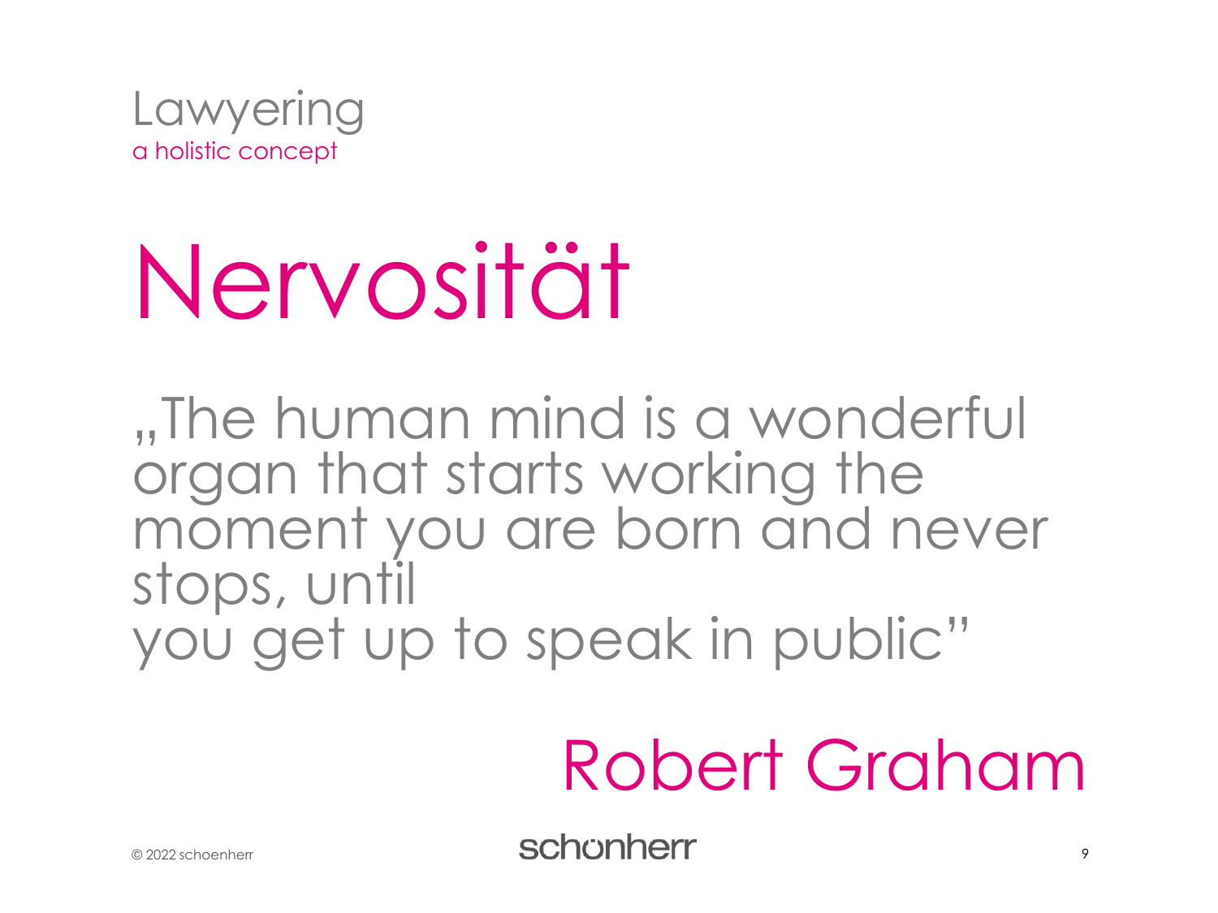Lawyering
a holistic concept

# Nervosität

„The human mind is a wonderful organ that starts working the moment you are born and never stops, until you get up to speak in public"

Robert Graham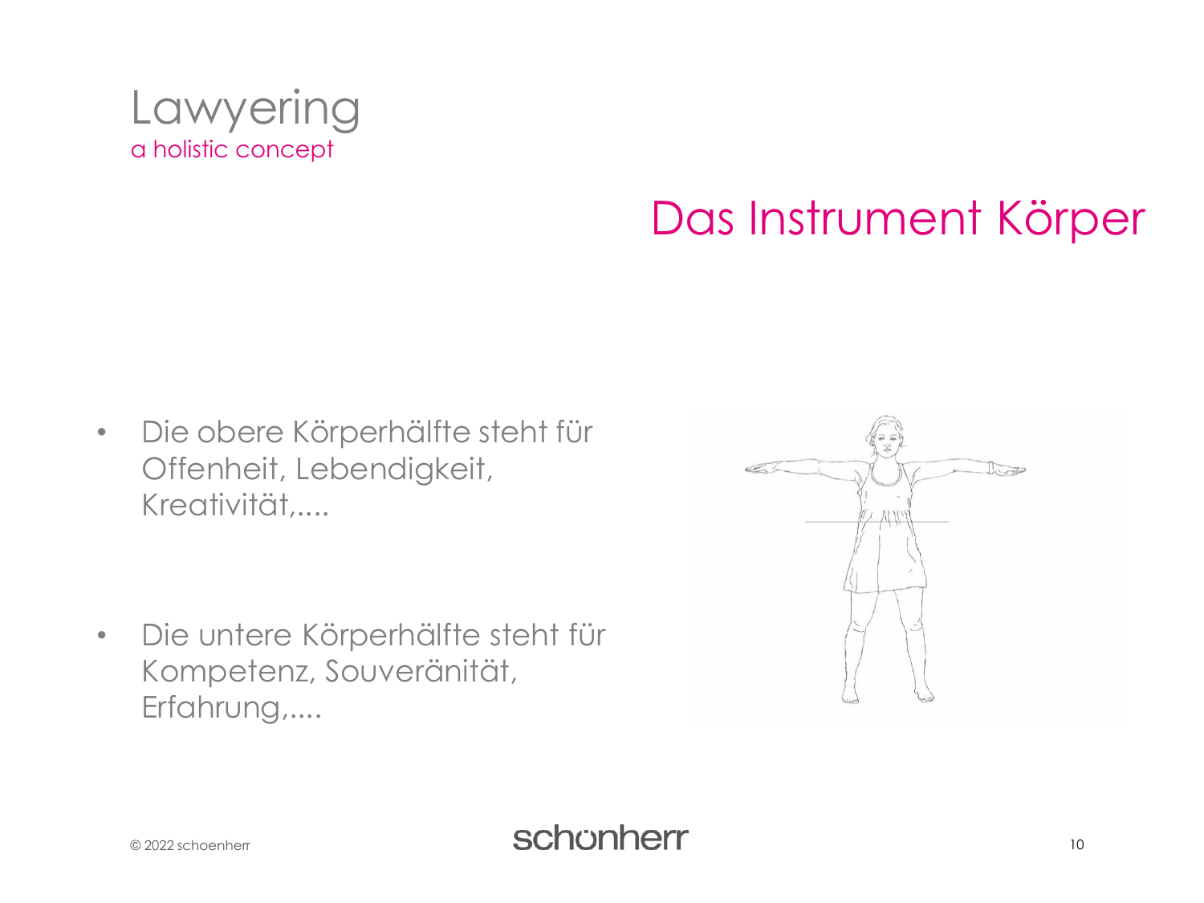# Lawyering

a holistic concept

## Das Instrument Körper

- Die obere Körperhälfte steht für Offenheit, Lebendigkeit, Kreativität,....

- Die untere Körperhälfte steht für Kompetenz, Souveränität, Erfahrung,....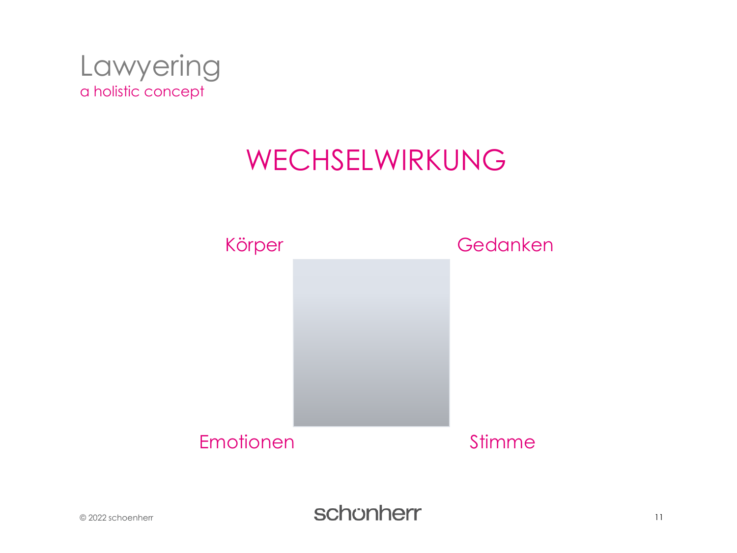# Lawyering

a holistic concept

## WECHSELWIRKUNG

Körper

Gedanken

Emotionen

Stimme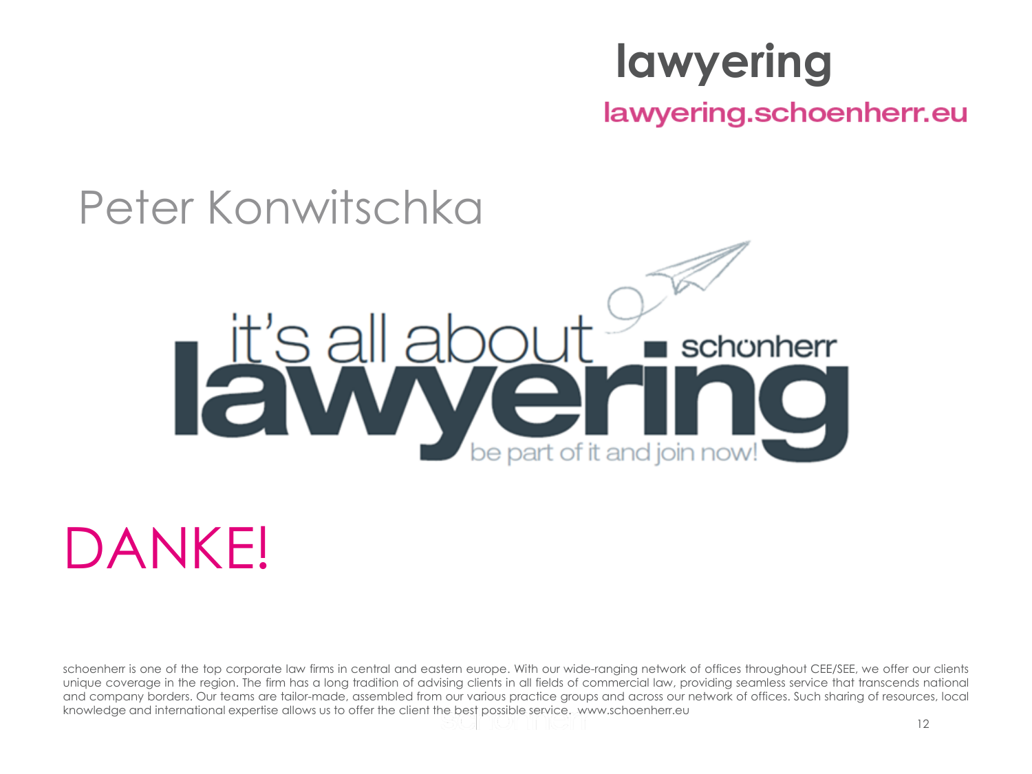# lawyering

lawyering.schoenherr.eu

Peter Konwitschka

it's all about lawyering

schönherr

be part of it and join now!

DANKE!

schoenherr is one of the top corporate law firms in central and eastern europe. With our wide-ranging network of offices throughout CEE/SEE, we offer our clients unique coverage in the region. The firm has a long tradition of advising clients in all fields of commercial law, providing seamless service that transcends national and company borders. Our teams are tailor-made, assembled from our various practice groups and across our network of offices. Such sharing of resources, local knowledge and international expertise allows us to offer the client the best possible service. www.schoenherr.eu